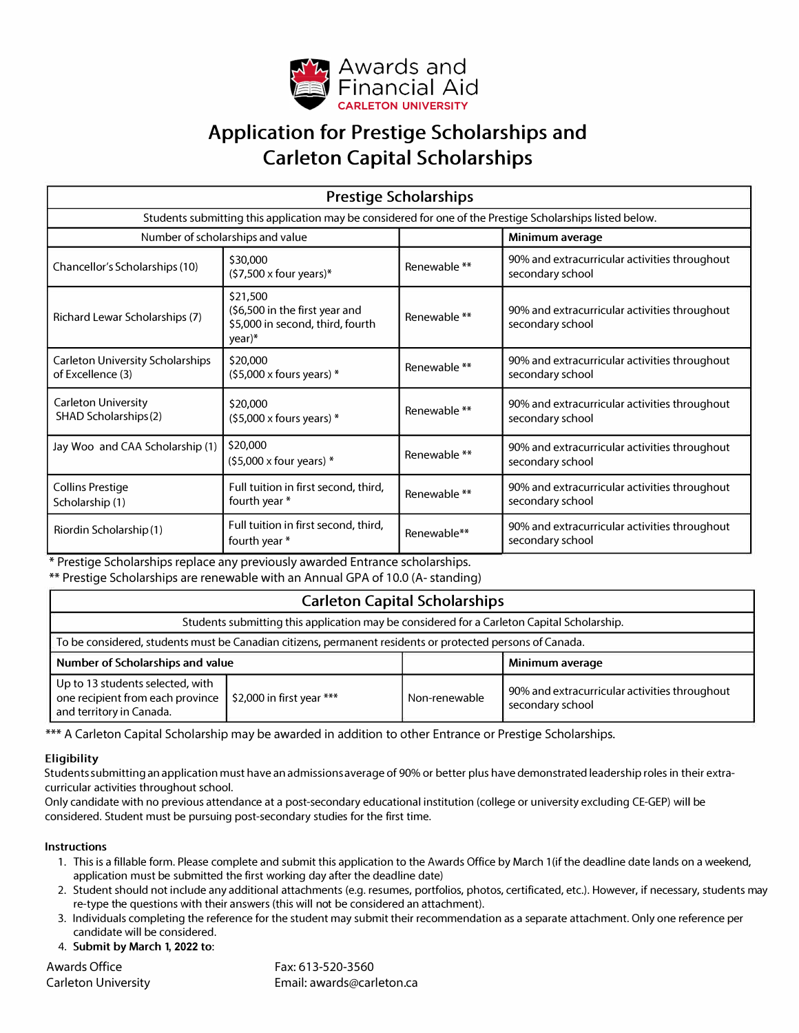Awards and Financial Aid
CARLETON UNIVERSITY

# Application for Prestige Scholarships and Carleton Capital Scholarships

## Prestige Scholarships

Students submitting this application may be considered for one of the Prestige Scholarships listed below.

| Number of scholarships and value | | | Minimum average |
|---|---|---|---|
| Chancellor's Scholarships (10) | $30,000 ($7,500 x four years)* | Renewable ** | 90% and extracurricular activities throughout secondary school |
| Richard Lewar Scholarships (7) | $21,500 ($6,500 in the first year and $5,000 in second, third, fourth year)* | Renewable ** | 90% and extracurricular activities throughout secondary school |
| Carleton University Scholarships of Excellence (3) | $20,000 ($5,000 x fours years) * | Renewable ** | 90% and extracurricular activities throughout secondary school |
| Carleton University SHAD Scholarships (2) | $20,000 ($5,000 x fours years) * | Renewable ** | 90% and extracurricular activities throughout secondary school |
| Jay Woo and CAA Scholarship (1) | $20,000 ($5,000 x four years) * | Renewable ** | 90% and extracurricular activities throughout secondary school |
| Collins Prestige Scholarship (1) | Full tuition in first second, third, fourth year * | Renewable ** | 90% and extracurricular activities throughout secondary school |
| Riordin Scholarship (1) | Full tuition in first second, third, fourth year * | Renewable** | 90% and extracurricular activities throughout secondary school |

\* Prestige Scholarships replace any previously awarded Entrance scholarships.
\** Prestige Scholarships are renewable with an Annual GPA of 10.0 (A- standing)

## Carleton Capital Scholarships

Students submitting this application may be considered for a Carleton Capital Scholarship.

To be considered, students must be Canadian citizens, permanent residents or protected persons of Canada.

| Number of Scholarships and value | | | Minimum average |
|---|---|---|---|
| Up to 13 students selected, with one recipient from each province and territory in Canada. | $2,000 in first year *** | Non-renewable | 90% and extracurricular activities throughout secondary school |

\*** A Carleton Capital Scholarship may be awarded in addition to other Entrance or Prestige Scholarships.

**Eligibility**

Students submitting an application must have an admissions average of 90% or better plus have demonstrated leadership roles in their extra-curricular activities throughout school.

Only candidate with no previous attendance at a post-secondary educational institution (college or university excluding CE-GEP) will be considered. Student must be pursuing post-secondary studies for the first time.

**Instructions**

1. This is a fillable form. Please complete and submit this application to the Awards Office by March 1(if the deadline date lands on a weekend, application must be submitted the first working day after the deadline date)
2. Student should not include any additional attachments (e.g. resumes, portfolios, photos, certificated, etc.). However, if necessary, students may re-type the questions with their answers (this will not be considered an attachment).
3. Individuals completing the reference for the student may submit their recommendation as a separate attachment. Only one reference per candidate will be considered.
4. **Submit by March 1, 2022 to**:

Awards Office
Carleton University

Fax: 613-520-3560
Email: awards@carleton.ca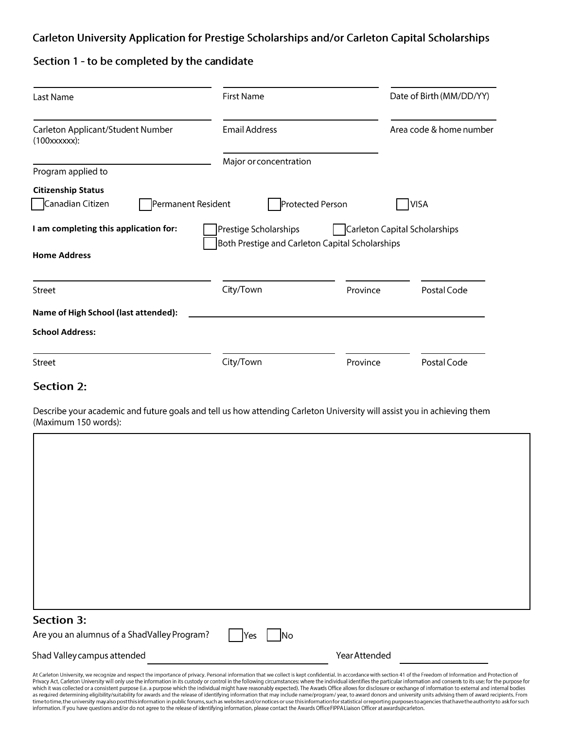# Carleton University Application for Prestige Scholarships and/or Carleton Capital Scholarships

## Section 1 - to be completed by the candidate

Last Name ______________________ First Name ______________________ Date of Birth (MM/DD/YY) ______________________

Carleton Applicant/Student Number (100xxxxxx): ______________________ Email Address ______________________ Area code & home number ______________________

Program applied to ______________________ Major or concentration ______________________

**Citizenship Status**

☐ Canadian Citizen ☐ Permanent Resident ☐ Protected Person ☐ VISA

**I am completing this application for:** ☐ Prestige Scholarships ☐ Carleton Capital Scholarships ☐ Both Prestige and Carleton Capital Scholarships

**Home Address**

Street ______________________ City/Town ______________________ Province ______________________ Postal Code ______________________

**Name of High School (last attended):** ______________________

**School Address:**

Street ______________________ City/Town ______________________ Province ______________________ Postal Code ______________________

## Section 2:

Describe your academic and future goals and tell us how attending Carleton University will assist you in achieving them (Maximum 150 words):

## Section 3:

Are you an alumnus of a ShadValley Program? ☐ Yes ☐ No

Shad Valley campus attended ______________________ Year Attended ______________________

At Carleton University, we recognize and respect the importance of privacy. Personal information that we collect is kept confidential. In accordance with section 41 of the Freedom of Information and Protection of Privacy Act, Carleton University will only use the information in its custody or control in the following circumstances: where the individual identifies the particular information and consents to its use; for the purpose for which it was collected or a consistent purpose (i.e. a purpose which the individual might have reasonably expected). The Awards Office allows for disclosure or exchange of information to external and internal bodies as required determining eligibility/suitability for awards and the release of identifying information that may include name/program/ year, to award donors and university units advising them of award recipients. From time to time, the university may also post this information in public forums, such as websites and/or notices or use this information for statistical or reporting purposes to agencies that have the authority to ask for such information. If you have questions and/or do not agree to the release of identifying information, please contact the Awards Office FIPPA Liaison Officer at awards@carleton.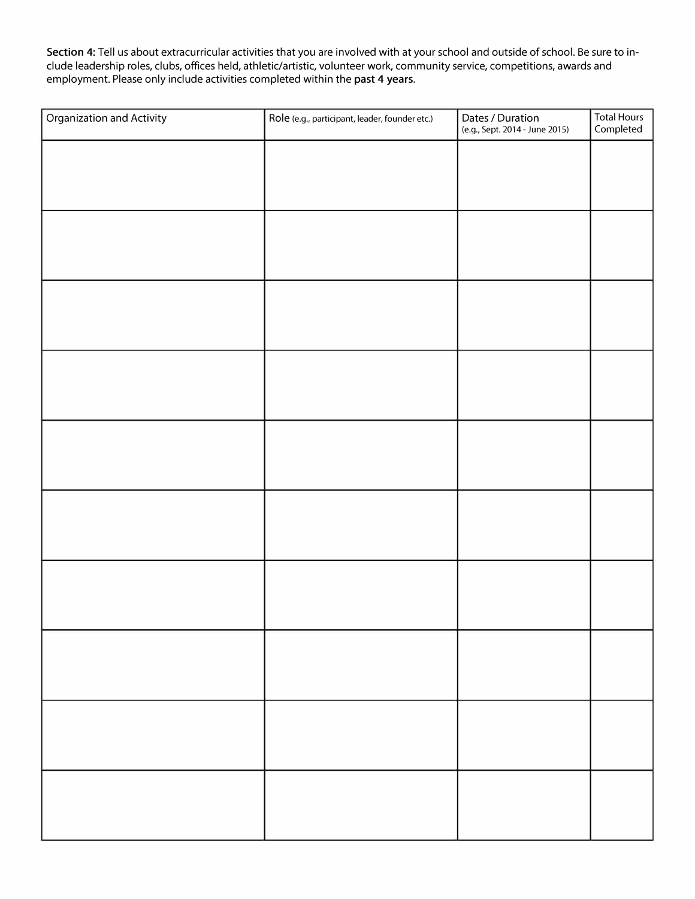**Section 4:** Tell us about extracurricular activities that you are involved with at your school and outside of school. Be sure to include leadership roles, clubs, offices held, athletic/artistic, volunteer work, community service, competitions, awards and employment. Please only include activities completed within the **past 4 years**.

| Organization and Activity | Role (e.g., participant, leader, founder etc.) | Dates / Duration (e.g., Sept. 2014 - June 2015) | Total Hours Completed |
| --- | --- | --- | --- |
| | | | |
| | | | |
| | | | |
| | | | |
| | | | |
| | | | |
| | | | |
| | | | |
| | | | |
| | | | |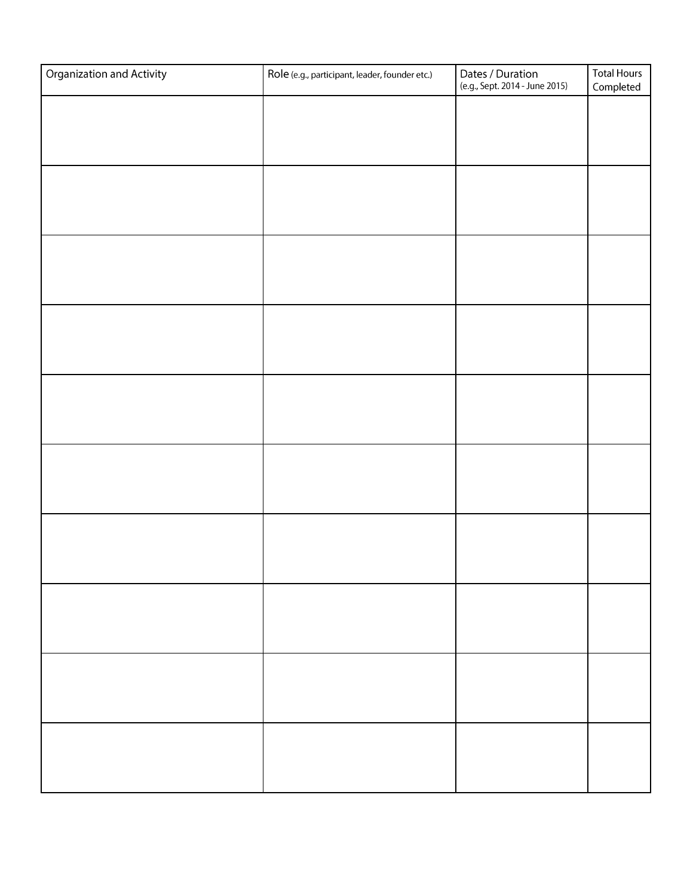| Organization and Activity | Role (e.g., participant, leader, founder etc.) | Dates / Duration (e.g., Sept. 2014 - June 2015) | Total Hours Completed |
| --- | --- | --- | --- |
| | | | |
| | | | |
| | | | |
| | | | |
| | | | |
| | | | |
| | | | |
| | | | |
| | | | |
| | | | |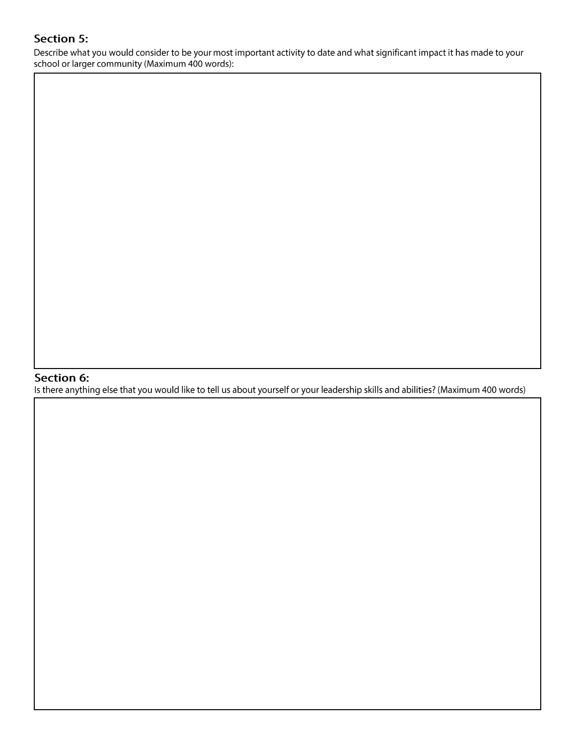## Section 5:

Describe what you would consider to be your most important activity to date and what significant impact it has made to your school or larger community (Maximum 400 words):

## Section 6:

Is there anything else that you would like to tell us about yourself or your leadership skills and abilities? (Maximum 400 words)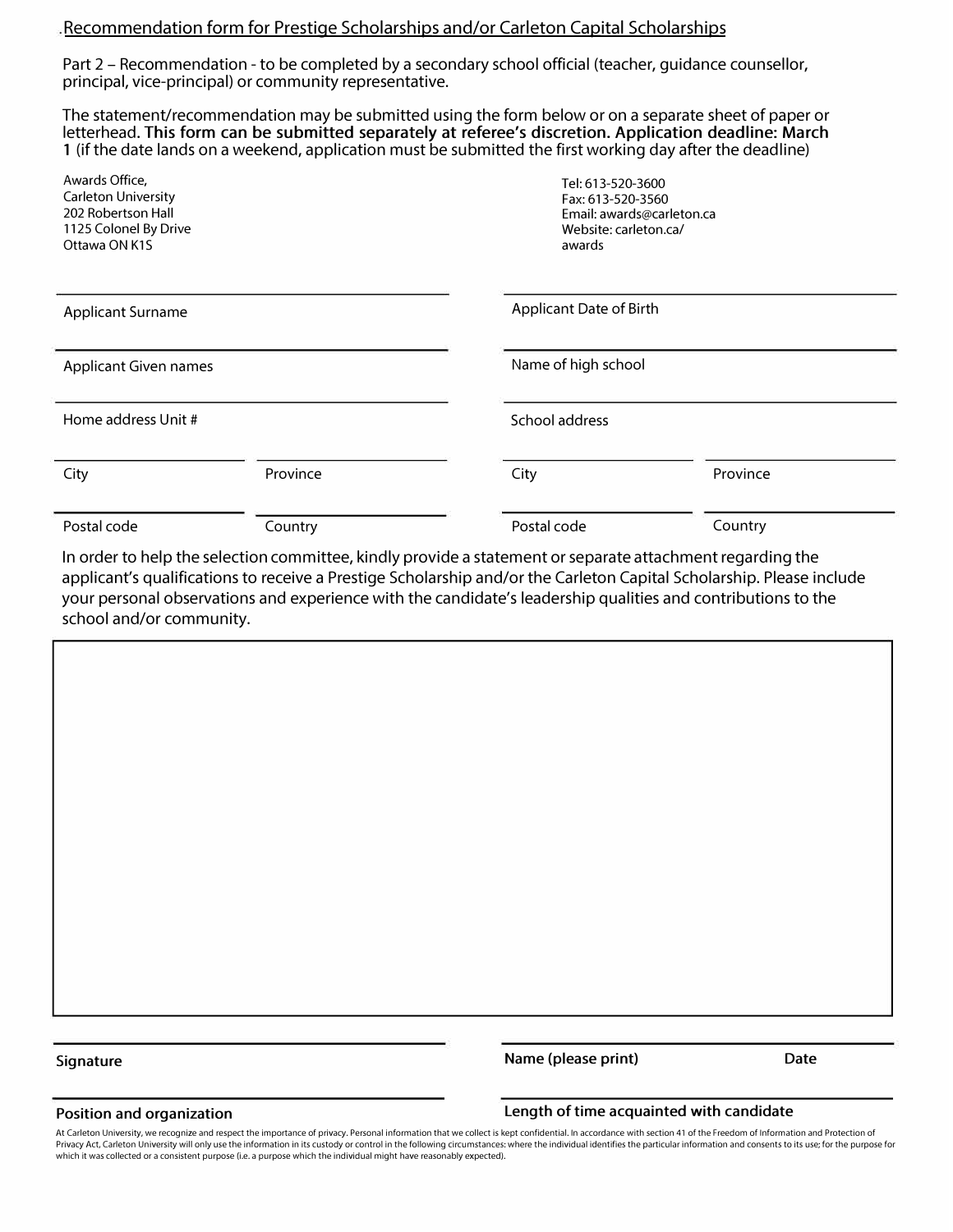.Recommendation form for Prestige Scholarships and/or Carleton Capital Scholarships

Part 2 – Recommendation - to be completed by a secondary school official (teacher, guidance counsellor, principal, vice-principal) or community representative.

The statement/recommendation may be submitted using the form below or on a separate sheet of paper or letterhead. **This form can be submitted separately at referee's discretion. Application deadline: March 1** (if the date lands on a weekend, application must be submitted the first working day after the deadline)

Awards Office,
Carleton University
202 Robertson Hall
1125 Colonel By Drive
Ottawa ON K1S

Tel: 613-520-3600
Fax: 613-520-3560
Email: awards@carleton.ca
Website: carleton.ca/awards

Applicant Surname

Applicant Date of Birth

Applicant Given names

Name of high school

Home address Unit #

School address

City

Province

City

Province

Postal code

Country

Postal code

Country

In order to help the selection committee, kindly provide a statement or separate attachment regarding the applicant's qualifications to receive a Prestige Scholarship and/or the Carleton Capital Scholarship. Please include your personal observations and experience with the candidate's leadership qualities and contributions to the school and/or community.

**Signature**

**Name (please print)**

**Date**

**Position and organization**

**Length of time acquainted with candidate**

At Carleton University, we recognize and respect the importance of privacy. Personal information that we collect is kept confidential. In accordance with section 41 of the Freedom of Information and Protection of Privacy Act, Carleton University will only use the information in its custody or control in the following circumstances: where the individual identifies the particular information and consents to its use; for the purpose for which it was collected or a consistent purpose (i.e. a purpose which the individual might have reasonably expected).